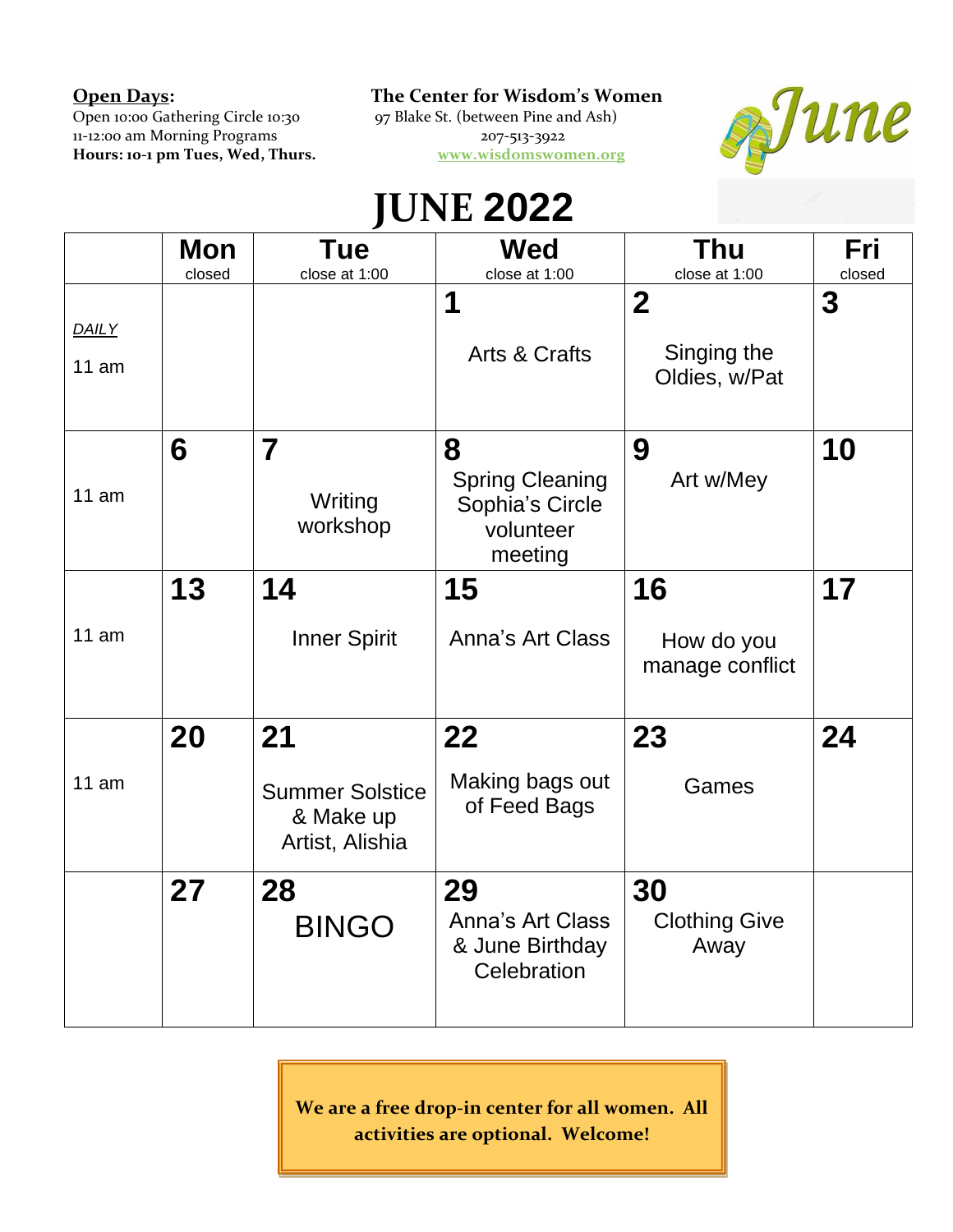**Open Days:**
Open 10:00 Gathering Circle 10:30
11-12:00 am Morning Programs
**Hours: 10-1 pm Tues, Wed, Thurs.**

**The Center for Wisdom's Women**
97 Blake St. (between Pine and Ash)
207-513-3922
www.wisdomswomen.org

June

# JUNE 2022

| | Mon<br>closed | Tue<br>close at 1:00 | Wed<br>close at 1:00 | Thu<br>close at 1:00 | Fri<br>closed |
|---|---|---|---|---|---|
| *DAILY*<br>11 am | | | **1**<br>Arts & Crafts | **2**<br>Singing the Oldies, w/Pat | **3** |
| 11 am | **6** | **7**<br>Writing workshop | **8**<br>Spring Cleaning Sophia's Circle volunteer meeting | **9**<br>Art w/Mey | **10** |
| 11 am | **13** | **14**<br>Inner Spirit | **15**<br>Anna's Art Class | **16**<br>How do you manage conflict | **17** |
| 11 am | **20** | **21**<br>Summer Solstice & Make up Artist, Alishia | **22**<br>Making bags out of Feed Bags | **23**<br>Games | **24** |
| | **27** | **28**<br>BINGO | **29**<br>Anna's Art Class & June Birthday Celebration | **30**<br>Clothing Give Away | |

**We are a free drop-in center for all women. All activities are optional. Welcome!**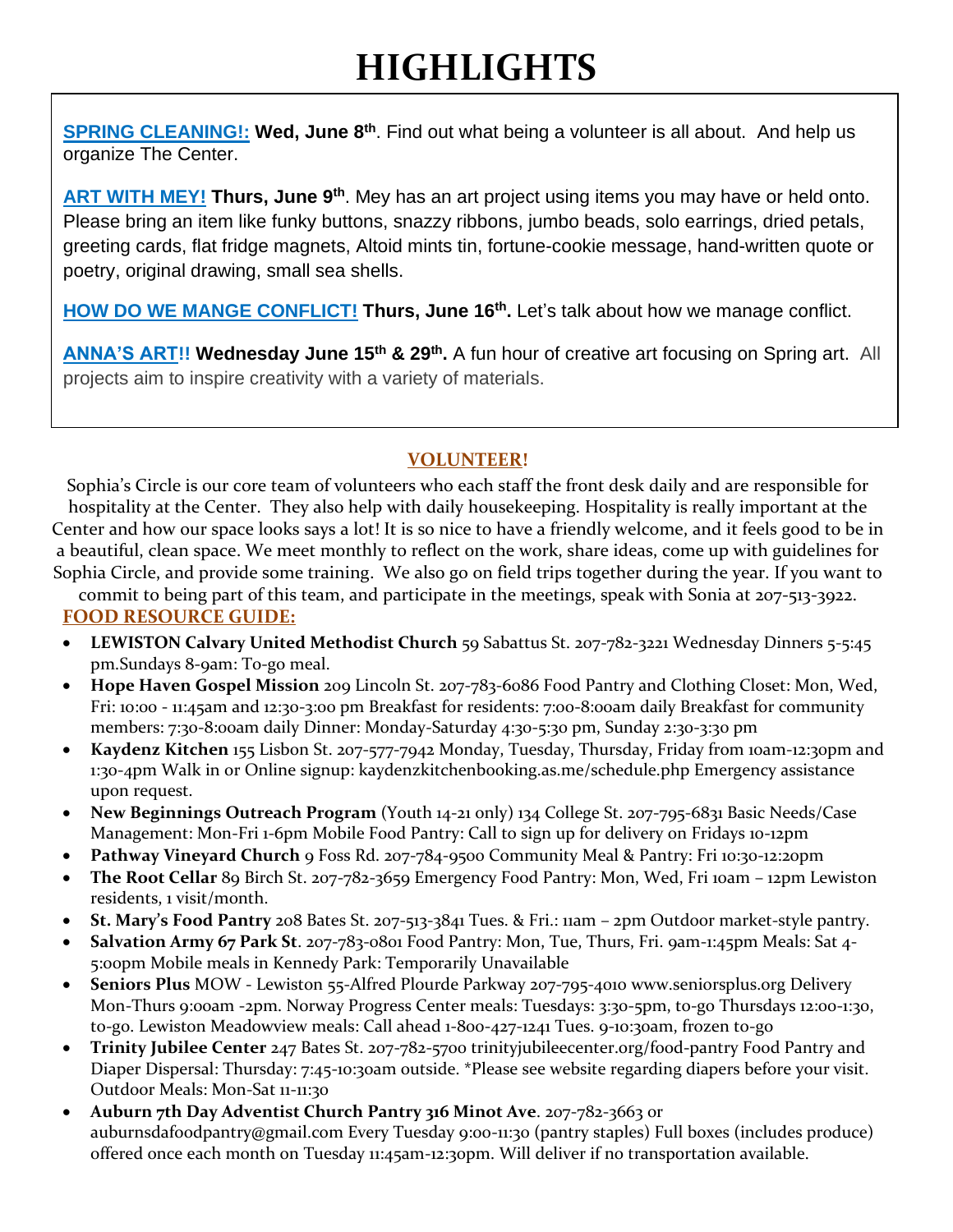# HIGHLIGHTS

**SPRING CLEANING!: Wed, June 8th**. Find out what being a volunteer is all about. And help us organize The Center.

**ART WITH MEY! Thurs, June 9th**. Mey has an art project using items you may have or held onto. Please bring an item like funky buttons, snazzy ribbons, jumbo beads, solo earrings, dried petals, greeting cards, flat fridge magnets, Altoid mints tin, fortune-cookie message, hand-written quote or poetry, original drawing, small sea shells.

**HOW DO WE MANGE CONFLICT! Thurs, June 16th.** Let's talk about how we manage conflict.

**ANNA'S ART!! Wednesday June 15th & 29th.** A fun hour of creative art focusing on Spring art. All projects aim to inspire creativity with a variety of materials.

## VOLUNTEER!

Sophia's Circle is our core team of volunteers who each staff the front desk daily and are responsible for hospitality at the Center. They also help with daily housekeeping. Hospitality is really important at the Center and how our space looks says a lot! It is so nice to have a friendly welcome, and it feels good to be in a beautiful, clean space. We meet monthly to reflect on the work, share ideas, come up with guidelines for Sophia Circle, and provide some training. We also go on field trips together during the year. If you want to commit to being part of this team, and participate in the meetings, speak with Sonia at 207-513-3922.

## FOOD RESOURCE GUIDE:

- **LEWISTON Calvary United Methodist Church** 59 Sabattus St. 207-782-3221 Wednesday Dinners 5-5:45 pm.Sundays 8-9am: To-go meal.
- **Hope Haven Gospel Mission** 209 Lincoln St. 207-783-6086 Food Pantry and Clothing Closet: Mon, Wed, Fri: 10:00 - 11:45am and 12:30-3:00 pm Breakfast for residents: 7:00-8:00am daily Breakfast for community members: 7:30-8:00am daily Dinner: Monday-Saturday 4:30-5:30 pm, Sunday 2:30-3:30 pm
- **Kaydenz Kitchen** 155 Lisbon St. 207-577-7942 Monday, Tuesday, Thursday, Friday from 10am-12:30pm and 1:30-4pm Walk in or Online signup: kaydenzkitchenbooking.as.me/schedule.php Emergency assistance upon request.
- **New Beginnings Outreach Program** (Youth 14-21 only) 134 College St. 207-795-6831 Basic Needs/Case Management: Mon-Fri 1-6pm Mobile Food Pantry: Call to sign up for delivery on Fridays 10-12pm
- **Pathway Vineyard Church** 9 Foss Rd. 207-784-9500 Community Meal & Pantry: Fri 10:30-12:20pm
- **The Root Cellar** 89 Birch St. 207-782-3659 Emergency Food Pantry: Mon, Wed, Fri 10am – 12pm Lewiston residents, 1 visit/month.
- **St. Mary's Food Pantry** 208 Bates St. 207-513-3841 Tues. & Fri.: 11am – 2pm Outdoor market-style pantry.
- **Salvation Army 67 Park St**. 207-783-0801 Food Pantry: Mon, Tue, Thurs, Fri. 9am-1:45pm Meals: Sat 4-5:00pm Mobile meals in Kennedy Park: Temporarily Unavailable
- **Seniors Plus** MOW - Lewiston 55-Alfred Plourde Parkway 207-795-4010 www.seniorsplus.org Delivery Mon-Thurs 9:00am -2pm. Norway Progress Center meals: Tuesdays: 3:30-5pm, to-go Thursdays 12:00-1:30, to-go. Lewiston Meadowview meals: Call ahead 1-800-427-1241 Tues. 9-10:30am, frozen to-go
- **Trinity Jubilee Center** 247 Bates St. 207-782-5700 trinityjubileecenter.org/food-pantry Food Pantry and Diaper Dispersal: Thursday: 7:45-10:30am outside. *Please see website regarding diapers before your visit. Outdoor Meals: Mon-Sat 11-11:30
- **Auburn 7th Day Adventist Church Pantry 316 Minot Ave**. 207-782-3663 or auburnsdafoodpantry@gmail.com Every Tuesday 9:00-11:30 (pantry staples) Full boxes (includes produce) offered once each month on Tuesday 11:45am-12:30pm. Will deliver if no transportation available.